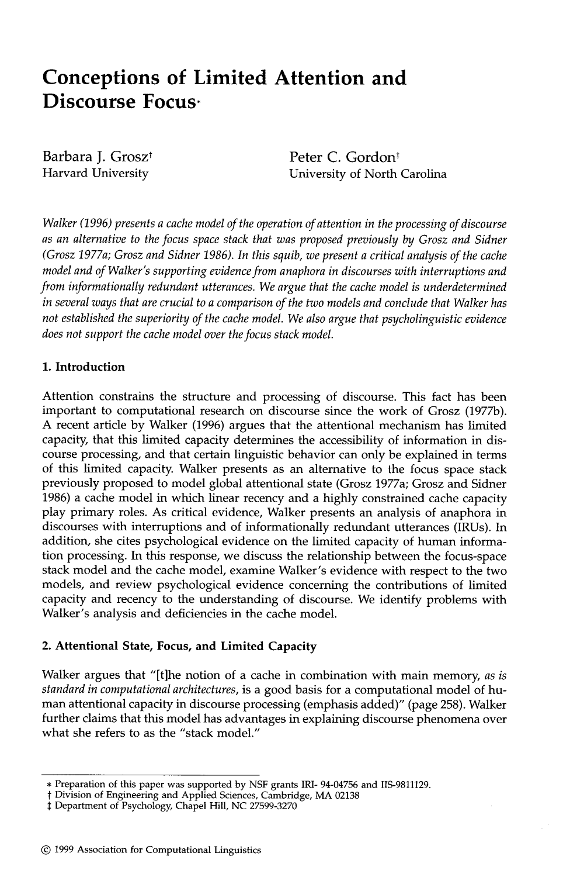# Conceptions of Limited Attention and Discourse Focus*

Barbara J. Grosz[†]
Harvard University

Peter C. Gordon[‡]
University of North Carolina

*Walker (1996) presents a cache model of the operation of attention in the processing of discourse as an alternative to the focus space stack that was proposed previously by Grosz and Sidner (Grosz 1977a; Grosz and Sidner 1986). In this squib, we present a critical analysis of the cache model and of Walker's supporting evidence from anaphora in discourses with interruptions and from informationally redundant utterances. We argue that the cache model is underdetermined in several ways that are crucial to a comparison of the two models and conclude that Walker has not established the superiority of the cache model. We also argue that psycholinguistic evidence does not support the cache model over the focus stack model.*

## 1. Introduction

Attention constrains the structure and processing of discourse. This fact has been important to computational research on discourse since the work of Grosz (1977b). A recent article by Walker (1996) argues that the attentional mechanism has limited capacity, that this limited capacity determines the accessibility of information in discourse processing, and that certain linguistic behavior can only be explained in terms of this limited capacity. Walker presents as an alternative to the focus space stack previously proposed to model global attentional state (Grosz 1977a; Grosz and Sidner 1986) a cache model in which linear recency and a highly constrained cache capacity play primary roles. As critical evidence, Walker presents an analysis of anaphora in discourses with interruptions and of informationally redundant utterances (IRUs). In addition, she cites psychological evidence on the limited capacity of human information processing. In this response, we discuss the relationship between the focus-space stack model and the cache model, examine Walker's evidence with respect to the two models, and review psychological evidence concerning the contributions of limited capacity and recency to the understanding of discourse. We identify problems with Walker's analysis and deficiencies in the cache model.

## 2. Attentional State, Focus, and Limited Capacity

Walker argues that "[t]he notion of a cache in combination with main memory, *as is standard in computational architectures*, is a good basis for a computational model of human attentional capacity in discourse processing (emphasis added)" (page 258). Walker further claims that this model has advantages in explaining discourse phenomena over what she refers to as the "stack model."

---

* Preparation of this paper was supported by NSF grants IRI- 94-04756 and IIS-9811129.
† Division of Engineering and Applied Sciences, Cambridge, MA 02138
‡ Department of Psychology, Chapel Hill, NC 27599-3270

© 1999 Association for Computational Linguistics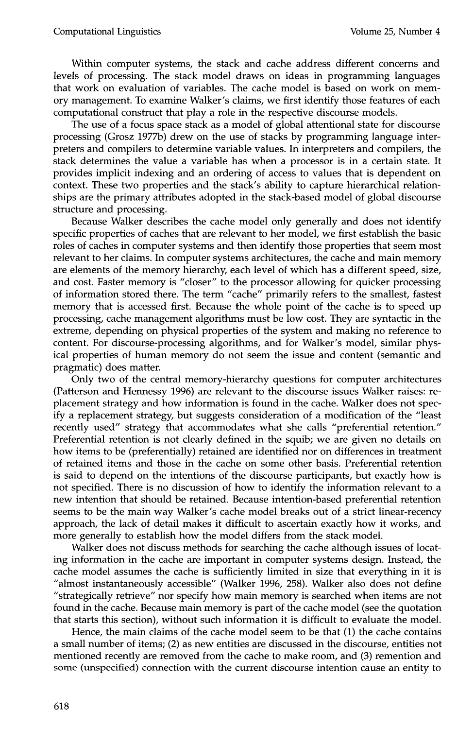Within computer systems, the stack and cache address different concerns and levels of processing. The stack model draws on ideas in programming languages that work on evaluation of variables. The cache model is based on work on memory management. To examine Walker's claims, we first identify those features of each computational construct that play a role in the respective discourse models.

The use of a focus space stack as a model of global attentional state for discourse processing (Grosz 1977b) drew on the use of stacks by programming language interpreters and compilers to determine variable values. In interpreters and compilers, the stack determines the value a variable has when a processor is in a certain state. It provides implicit indexing and an ordering of access to values that is dependent on context. These two properties and the stack's ability to capture hierarchical relationships are the primary attributes adopted in the stack-based model of global discourse structure and processing.

Because Walker describes the cache model only generally and does not identify specific properties of caches that are relevant to her model, we first establish the basic roles of caches in computer systems and then identify those properties that seem most relevant to her claims. In computer systems architectures, the cache and main memory are elements of the memory hierarchy, each level of which has a different speed, size, and cost. Faster memory is "closer" to the processor allowing for quicker processing of information stored there. The term "cache" primarily refers to the smallest, fastest memory that is accessed first. Because the whole point of the cache is to speed up processing, cache management algorithms must be low cost. They are syntactic in the extreme, depending on physical properties of the system and making no reference to content. For discourse-processing algorithms, and for Walker's model, similar physical properties of human memory do not seem the issue and content (semantic and pragmatic) does matter.

Only two of the central memory-hierarchy questions for computer architectures (Patterson and Hennessy 1996) are relevant to the discourse issues Walker raises: replacement strategy and how information is found in the cache. Walker does not specify a replacement strategy, but suggests consideration of a modification of the "least recently used" strategy that accommodates what she calls "preferential retention." Preferential retention is not clearly defined in the squib; we are given no details on how items to be (preferentially) retained are identified nor on differences in treatment of retained items and those in the cache on some other basis. Preferential retention is said to depend on the intentions of the discourse participants, but exactly how is not specified. There is no discussion of how to identify the information relevant to a new intention that should be retained. Because intention-based preferential retention seems to be the main way Walker's cache model breaks out of a strict linear-recency approach, the lack of detail makes it difficult to ascertain exactly how it works, and more generally to establish how the model differs from the stack model.

Walker does not discuss methods for searching the cache although issues of locating information in the cache are important in computer systems design. Instead, the cache model assumes the cache is sufficiently limited in size that everything in it is "almost instantaneously accessible" (Walker 1996, 258). Walker also does not define "strategically retrieve" nor specify how main memory is searched when items are not found in the cache. Because main memory is part of the cache model (see the quotation that starts this section), without such information it is difficult to evaluate the model.

Hence, the main claims of the cache model seem to be that (1) the cache contains a small number of items; (2) as new entities are discussed in the discourse, entities not mentioned recently are removed from the cache to make room, and (3) remention and some (unspecified) connection with the current discourse intention cause an entity to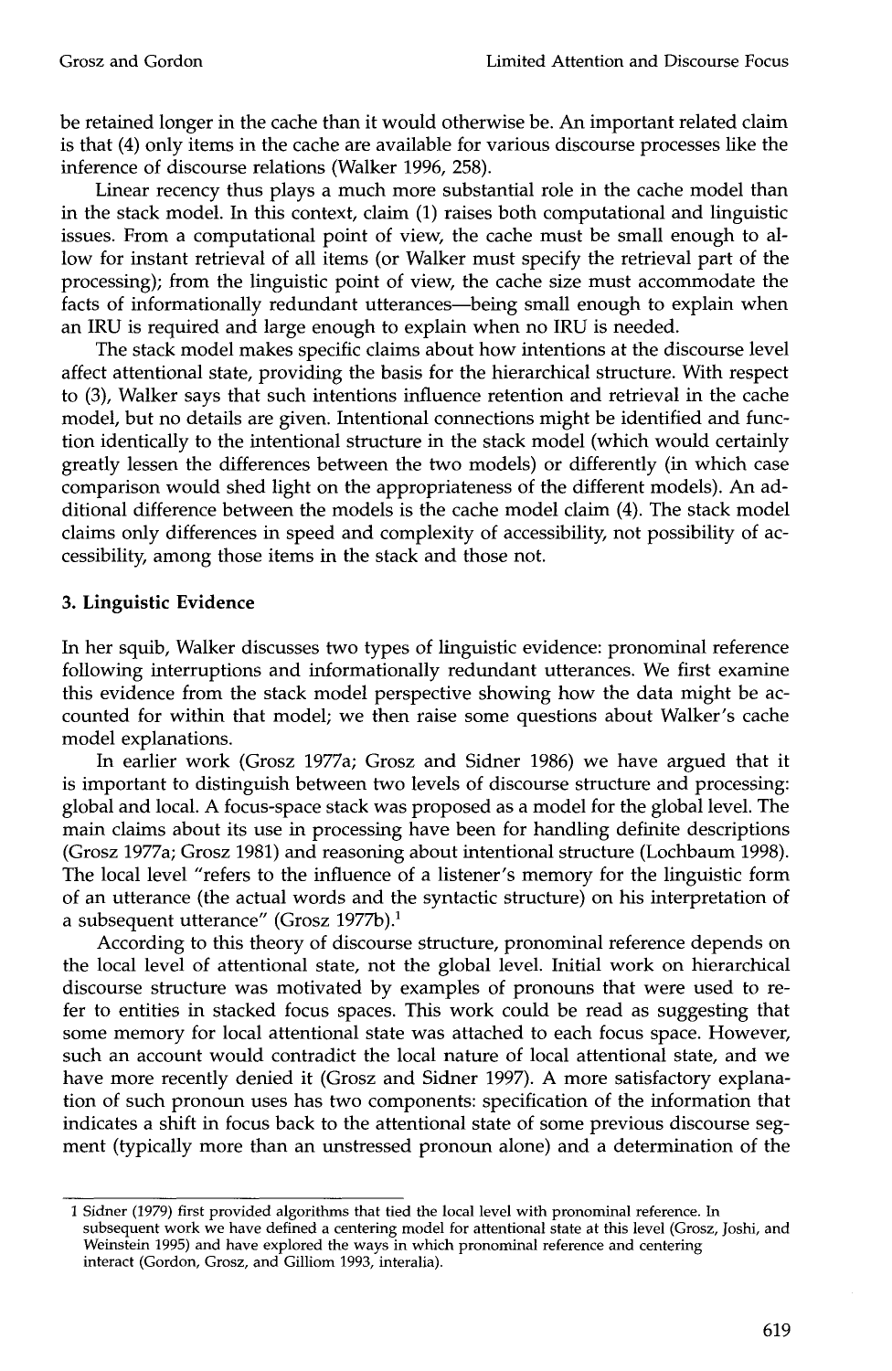be retained longer in the cache than it would otherwise be. An important related claim is that (4) only items in the cache are available for various discourse processes like the inference of discourse relations (Walker 1996, 258).

Linear recency thus plays a much more substantial role in the cache model than in the stack model. In this context, claim (1) raises both computational and linguistic issues. From a computational point of view, the cache must be small enough to allow for instant retrieval of all items (or Walker must specify the retrieval part of the processing); from the linguistic point of view, the cache size must accommodate the facts of informationally redundant utterances—being small enough to explain when an IRU is required and large enough to explain when no IRU is needed.

The stack model makes specific claims about how intentions at the discourse level affect attentional state, providing the basis for the hierarchical structure. With respect to (3), Walker says that such intentions influence retention and retrieval in the cache model, but no details are given. Intentional connections might be identified and function identically to the intentional structure in the stack model (which would certainly greatly lessen the differences between the two models) or differently (in which case comparison would shed light on the appropriateness of the different models). An additional difference between the models is the cache model claim (4). The stack model claims only differences in speed and complexity of accessibility, not possibility of accessibility, among those items in the stack and those not.

## 3. Linguistic Evidence

In her squib, Walker discusses two types of linguistic evidence: pronominal reference following interruptions and informationally redundant utterances. We first examine this evidence from the stack model perspective showing how the data might be accounted for within that model; we then raise some questions about Walker's cache model explanations.

In earlier work (Grosz 1977a; Grosz and Sidner 1986) we have argued that it is important to distinguish between two levels of discourse structure and processing: global and local. A focus-space stack was proposed as a model for the global level. The main claims about its use in processing have been for handling definite descriptions (Grosz 1977a; Grosz 1981) and reasoning about intentional structure (Lochbaum 1998). The local level "refers to the influence of a listener's memory for the linguistic form of an utterance (the actual words and the syntactic structure) on his interpretation of a subsequent utterance" (Grosz 1977b).[1]

According to this theory of discourse structure, pronominal reference depends on the local level of attentional state, not the global level. Initial work on hierarchical discourse structure was motivated by examples of pronouns that were used to refer to entities in stacked focus spaces. This work could be read as suggesting that some memory for local attentional state was attached to each focus space. However, such an account would contradict the local nature of local attentional state, and we have more recently denied it (Grosz and Sidner 1997). A more satisfactory explanation of such pronoun uses has two components: specification of the information that indicates a shift in focus back to the attentional state of some previous discourse segment (typically more than an unstressed pronoun alone) and a determination of the

[1] Sidner (1979) first provided algorithms that tied the local level with pronominal reference. In subsequent work we have defined a centering model for attentional state at this level (Grosz, Joshi, and Weinstein 1995) and have explored the ways in which pronominal reference and centering interact (Gordon, Grosz, and Gilliom 1993, interalia).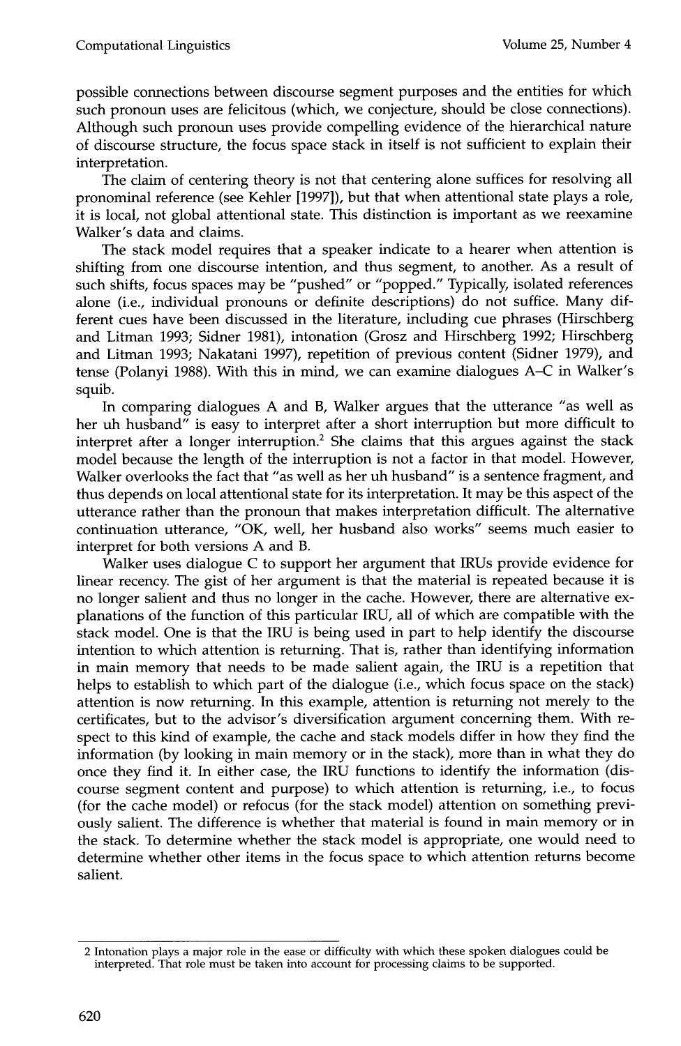possible connections between discourse segment purposes and the entities for which such pronoun uses are felicitous (which, we conjecture, should be close connections). Although such pronoun uses provide compelling evidence of the hierarchical nature of discourse structure, the focus space stack in itself is not sufficient to explain their interpretation.

The claim of centering theory is not that centering alone suffices for resolving all pronominal reference (see Kehler [1997]), but that when attentional state plays a role, it is local, not global attentional state. This distinction is important as we reexamine Walker's data and claims.

The stack model requires that a speaker indicate to a hearer when attention is shifting from one discourse intention, and thus segment, to another. As a result of such shifts, focus spaces may be "pushed" or "popped." Typically, isolated references alone (i.e., individual pronouns or definite descriptions) do not suffice. Many different cues have been discussed in the literature, including cue phrases (Hirschberg and Litman 1993; Sidner 1981), intonation (Grosz and Hirschberg 1992; Hirschberg and Litman 1993; Nakatani 1997), repetition of previous content (Sidner 1979), and tense (Polanyi 1988). With this in mind, we can examine dialogues A–C in Walker's squib.

In comparing dialogues A and B, Walker argues that the utterance "as well as her uh husband" is easy to interpret after a short interruption but more difficult to interpret after a longer interruption.[2] She claims that this argues against the stack model because the length of the interruption is not a factor in that model. However, Walker overlooks the fact that "as well as her uh husband" is a sentence fragment, and thus depends on local attentional state for its interpretation. It may be this aspect of the utterance rather than the pronoun that makes interpretation difficult. The alternative continuation utterance, "OK, well, her husband also works" seems much easier to interpret for both versions A and B.

Walker uses dialogue C to support her argument that IRUs provide evidence for linear recency. The gist of her argument is that the material is repeated because it is no longer salient and thus no longer in the cache. However, there are alternative explanations of the function of this particular IRU, all of which are compatible with the stack model. One is that the IRU is being used in part to help identify the discourse intention to which attention is returning. That is, rather than identifying information in main memory that needs to be made salient again, the IRU is a repetition that helps to establish to which part of the dialogue (i.e., which focus space on the stack) attention is now returning. In this example, attention is returning not merely to the certificates, but to the advisor's diversification argument concerning them. With respect to this kind of example, the cache and stack models differ in how they find the information (by looking in main memory or in the stack), more than in what they do once they find it. In either case, the IRU functions to identify the information (discourse segment content and purpose) to which attention is returning, i.e., to focus (for the cache model) or refocus (for the stack model) attention on something previously salient. The difference is whether that material is found in main memory or in the stack. To determine whether the stack model is appropriate, one would need to determine whether other items in the focus space to which attention returns become salient.

---

2 Intonation plays a major role in the ease or difficulty with which these spoken dialogues could be interpreted. That role must be taken into account for processing claims to be supported.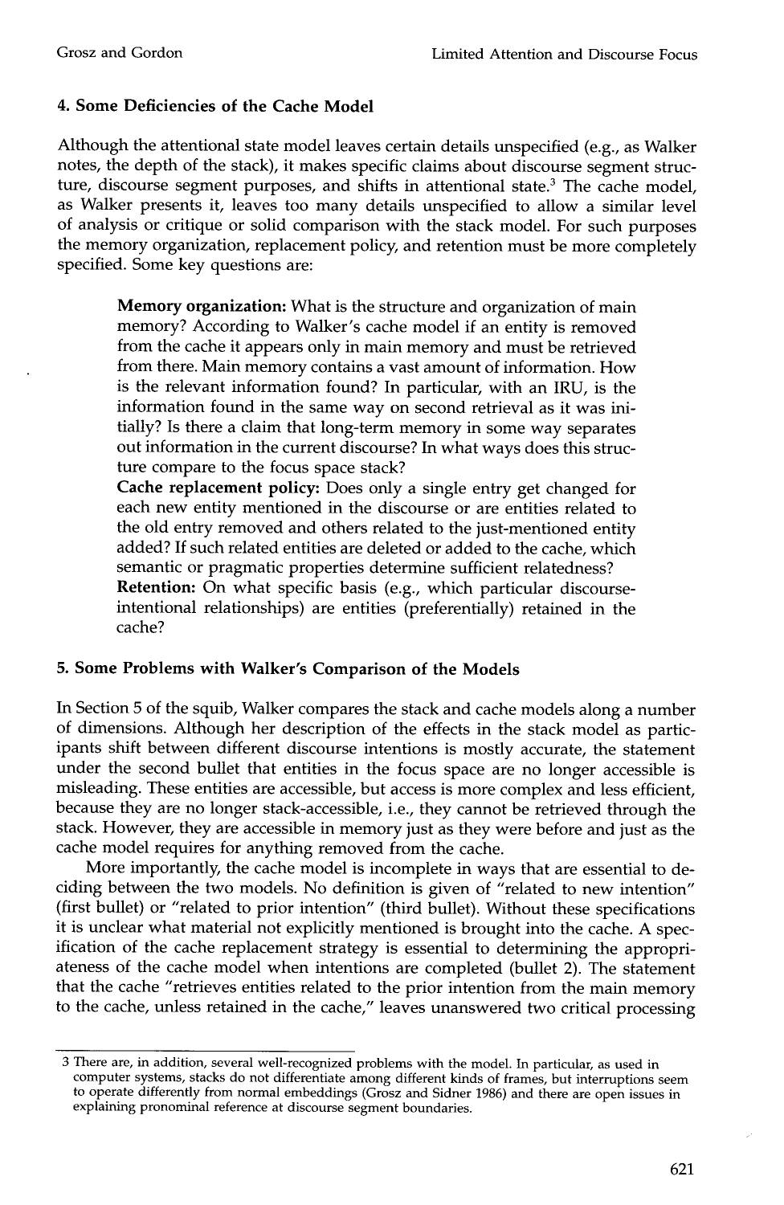## 4. Some Deficiencies of the Cache Model

Although the attentional state model leaves certain details unspecified (e.g., as Walker notes, the depth of the stack), it makes specific claims about discourse segment structure, discourse segment purposes, and shifts in attentional state.[3] The cache model, as Walker presents it, leaves too many details unspecified to allow a similar level of analysis or critique or solid comparison with the stack model. For such purposes the memory organization, replacement policy, and retention must be more completely specified. Some key questions are:

> **Memory organization:** What is the structure and organization of main memory? According to Walker's cache model if an entity is removed from the cache it appears only in main memory and must be retrieved from there. Main memory contains a vast amount of information. How is the relevant information found? In particular, with an IRU, is the information found in the same way on second retrieval as it was initially? Is there a claim that long-term memory in some way separates out information in the current discourse? In what ways does this structure compare to the focus space stack?
>
> **Cache replacement policy:** Does only a single entry get changed for each new entity mentioned in the discourse or are entities related to the old entry removed and others related to the just-mentioned entity added? If such related entities are deleted or added to the cache, which semantic or pragmatic properties determine sufficient relatedness?
>
> **Retention:** On what specific basis (e.g., which particular discourse-intentional relationships) are entities (preferentially) retained in the cache?

## 5. Some Problems with Walker's Comparison of the Models

In Section 5 of the squib, Walker compares the stack and cache models along a number of dimensions. Although her description of the effects in the stack model as participants shift between different discourse intentions is mostly accurate, the statement under the second bullet that entities in the focus space are no longer accessible is misleading. These entities are accessible, but access is more complex and less efficient, because they are no longer stack-accessible, i.e., they cannot be retrieved through the stack. However, they are accessible in memory just as they were before and just as the cache model requires for anything removed from the cache.

More importantly, the cache model is incomplete in ways that are essential to deciding between the two models. No definition is given of "related to new intention" (first bullet) or "related to prior intention" (third bullet). Without these specifications it is unclear what material not explicitly mentioned is brought into the cache. A specification of the cache replacement strategy is essential to determining the appropriateness of the cache model when intentions are completed (bullet 2). The statement that the cache "retrieves entities related to the prior intention from the main memory to the cache, unless retained in the cache," leaves unanswered two critical processing

---

[3] There are, in addition, several well-recognized problems with the model. In particular, as used in computer systems, stacks do not differentiate among different kinds of frames, but interruptions seem to operate differently from normal embeddings (Grosz and Sidner 1986) and there are open issues in explaining pronominal reference at discourse segment boundaries.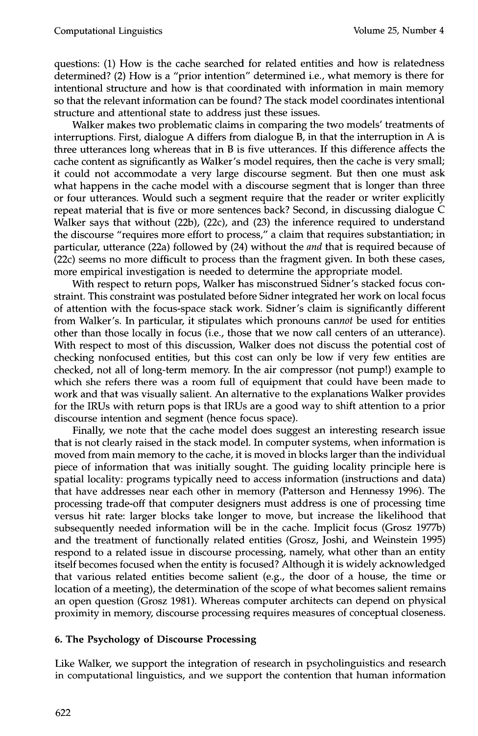questions: (1) How is the cache searched for related entities and how is relatedness determined? (2) How is a "prior intention" determined i.e., what memory is there for intentional structure and how is that coordinated with information in main memory so that the relevant information can be found? The stack model coordinates intentional structure and attentional state to address just these issues.

Walker makes two problematic claims in comparing the two models' treatments of interruptions. First, dialogue A differs from dialogue B, in that the interruption in A is three utterances long whereas that in B is five utterances. If this difference affects the cache content as significantly as Walker's model requires, then the cache is very small; it could not accommodate a very large discourse segment. But then one must ask what happens in the cache model with a discourse segment that is longer than three or four utterances. Would such a segment require that the reader or writer explicitly repeat material that is five or more sentences back? Second, in discussing dialogue C Walker says that without (22b), (22c), and (23) the inference required to understand the discourse "requires more effort to process," a claim that requires substantiation; in particular, utterance (22a) followed by (24) without the *and* that is required because of (22c) seems no more difficult to process than the fragment given. In both these cases, more empirical investigation is needed to determine the appropriate model.

With respect to return pops, Walker has misconstrued Sidner's stacked focus constraint. This constraint was postulated before Sidner integrated her work on local focus of attention with the focus-space stack work. Sidner's claim is significantly different from Walker's. In particular, it stipulates which pronouns *cannot* be used for entities other than those locally in focus (i.e., those that we now call centers of an utterance). With respect to most of this discussion, Walker does not discuss the potential cost of checking nonfocused entities, but this cost can only be low if very few entities are checked, not all of long-term memory. In the air compressor (not pump!) example to which she refers there was a room full of equipment that could have been made to work and that was visually salient. An alternative to the explanations Walker provides for the IRUs with return pops is that IRUs are a good way to shift attention to a prior discourse intention and segment (hence focus space).

Finally, we note that the cache model does suggest an interesting research issue that is not clearly raised in the stack model. In computer systems, when information is moved from main memory to the cache, it is moved in blocks larger than the individual piece of information that was initially sought. The guiding locality principle here is spatial locality: programs typically need to access information (instructions and data) that have addresses near each other in memory (Patterson and Hennessy 1996). The processing trade-off that computer designers must address is one of processing time versus hit rate: larger blocks take longer to move, but increase the likelihood that subsequently needed information will be in the cache. Implicit focus (Grosz 1977b) and the treatment of functionally related entities (Grosz, Joshi, and Weinstein 1995) respond to a related issue in discourse processing, namely, what other than an entity itself becomes focused when the entity is focused? Although it is widely acknowledged that various related entities become salient (e.g., the door of a house, the time or location of a meeting), the determination of the scope of what becomes salient remains an open question (Grosz 1981). Whereas computer architects can depend on physical proximity in memory, discourse processing requires measures of conceptual closeness.

## 6. The Psychology of Discourse Processing

Like Walker, we support the integration of research in psycholinguistics and research in computational linguistics, and we support the contention that human information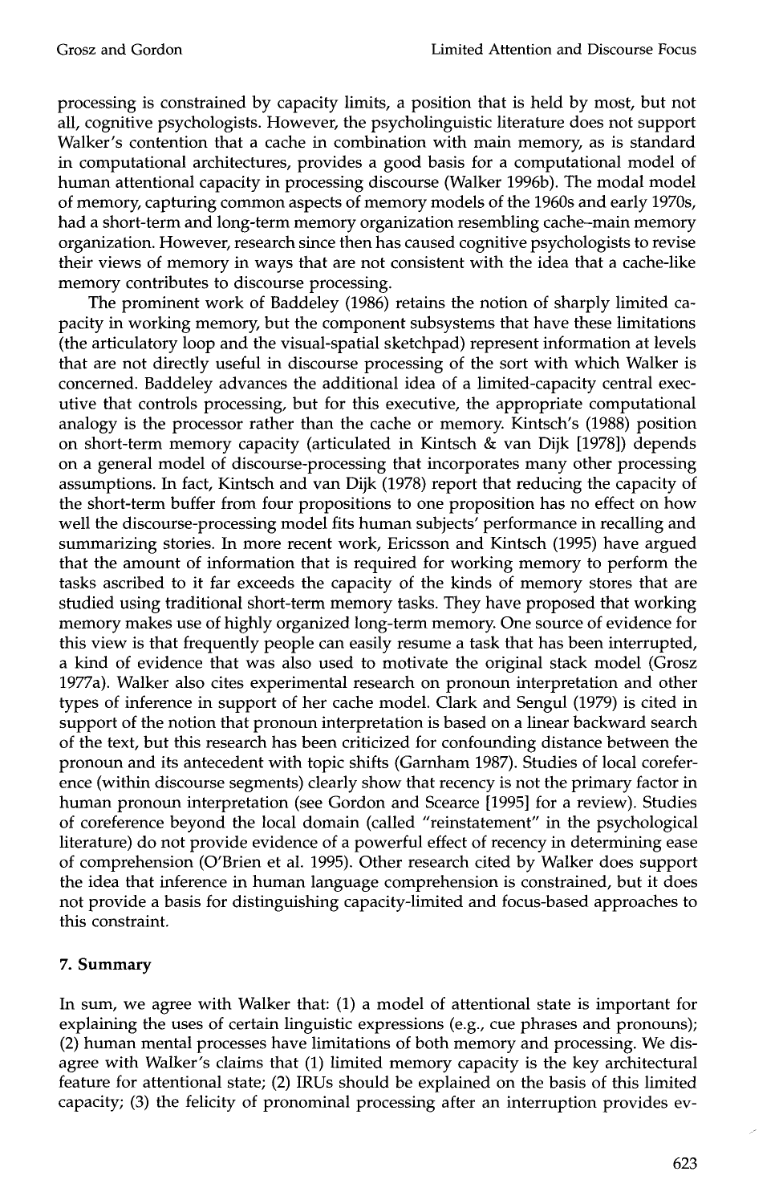processing is constrained by capacity limits, a position that is held by most, but not all, cognitive psychologists. However, the psycholinguistic literature does not support Walker's contention that a cache in combination with main memory, as is standard in computational architectures, provides a good basis for a computational model of human attentional capacity in processing discourse (Walker 1996b). The modal model of memory, capturing common aspects of memory models of the 1960s and early 1970s, had a short-term and long-term memory organization resembling cache–main memory organization. However, research since then has caused cognitive psychologists to revise their views of memory in ways that are not consistent with the idea that a cache-like memory contributes to discourse processing.

The prominent work of Baddeley (1986) retains the notion of sharply limited capacity in working memory, but the component subsystems that have these limitations (the articulatory loop and the visual-spatial sketchpad) represent information at levels that are not directly useful in discourse processing of the sort with which Walker is concerned. Baddeley advances the additional idea of a limited-capacity central executive that controls processing, but for this executive, the appropriate computational analogy is the processor rather than the cache or memory. Kintsch's (1988) position on short-term memory capacity (articulated in Kintsch & van Dijk [1978]) depends on a general model of discourse-processing that incorporates many other processing assumptions. In fact, Kintsch and van Dijk (1978) report that reducing the capacity of the short-term buffer from four propositions to one proposition has no effect on how well the discourse-processing model fits human subjects' performance in recalling and summarizing stories. In more recent work, Ericsson and Kintsch (1995) have argued that the amount of information that is required for working memory to perform the tasks ascribed to it far exceeds the capacity of the kinds of memory stores that are studied using traditional short-term memory tasks. They have proposed that working memory makes use of highly organized long-term memory. One source of evidence for this view is that frequently people can easily resume a task that has been interrupted, a kind of evidence that was also used to motivate the original stack model (Grosz 1977a). Walker also cites experimental research on pronoun interpretation and other types of inference in support of her cache model. Clark and Sengul (1979) is cited in support of the notion that pronoun interpretation is based on a linear backward search of the text, but this research has been criticized for confounding distance between the pronoun and its antecedent with topic shifts (Garnham 1987). Studies of local coreference (within discourse segments) clearly show that recency is not the primary factor in human pronoun interpretation (see Gordon and Scearce [1995] for a review). Studies of coreference beyond the local domain (called "reinstatement" in the psychological literature) do not provide evidence of a powerful effect of recency in determining ease of comprehension (O'Brien et al. 1995). Other research cited by Walker does support the idea that inference in human language comprehension is constrained, but it does not provide a basis for distinguishing capacity-limited and focus-based approaches to this constraint.

## 7. Summary

In sum, we agree with Walker that: (1) a model of attentional state is important for explaining the uses of certain linguistic expressions (e.g., cue phrases and pronouns); (2) human mental processes have limitations of both memory and processing. We disagree with Walker's claims that (1) limited memory capacity is the key architectural feature for attentional state; (2) IRUs should be explained on the basis of this limited capacity; (3) the felicity of pronominal processing after an interruption provides ev-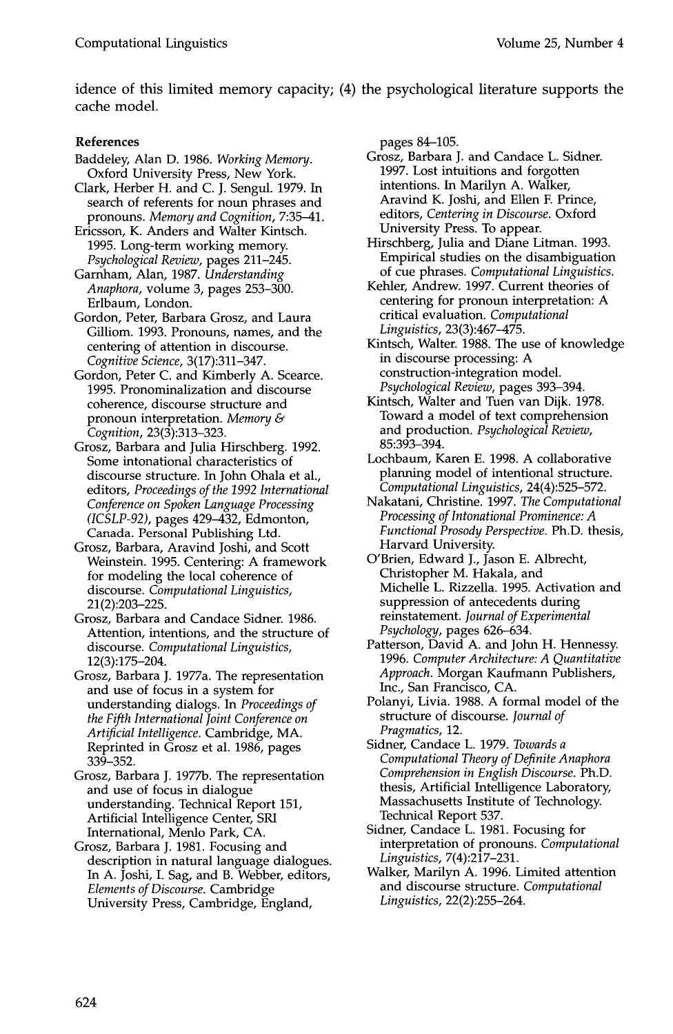idence of this limited memory capacity; (4) the psychological literature supports the cache model.

## References

Baddeley, Alan D. 1986. *Working Memory*. Oxford University Press, New York.

Clark, Herber H. and C. J. Sengul. 1979. In search of referents for noun phrases and pronouns. *Memory and Cognition*, 7:35–41.

Ericsson, K. Anders and Walter Kintsch. 1995. Long-term working memory. *Psychological Review*, pages 211–245.

Garnham, Alan, 1987. *Understanding Anaphora*, volume 3, pages 253–300. Erlbaum, London.

Gordon, Peter, Barbara Grosz, and Laura Gilliom. 1993. Pronouns, names, and the centering of attention in discourse. *Cognitive Science*, 3(17):311–347.

Gordon, Peter C. and Kimberly A. Scearce. 1995. Pronominalization and discourse coherence, discourse structure and pronoun interpretation. *Memory & Cognition*, 23(3):313–323.

Grosz, Barbara and Julia Hirschberg. 1992. Some intonational characteristics of discourse structure. In John Ohala et al., editors, *Proceedings of the 1992 International Conference on Spoken Language Processing (ICSLP-92)*, pages 429–432, Edmonton, Canada. Personal Publishing Ltd.

Grosz, Barbara, Aravind Joshi, and Scott Weinstein. 1995. Centering: A framework for modeling the local coherence of discourse. *Computational Linguistics*, 21(2):203–225.

Grosz, Barbara and Candace Sidner. 1986. Attention, intentions, and the structure of discourse. *Computational Linguistics*, 12(3):175–204.

Grosz, Barbara J. 1977a. The representation and use of focus in a system for understanding dialogs. In *Proceedings of the Fifth International Joint Conference on Artificial Intelligence*. Cambridge, MA. Reprinted in Grosz et al. 1986, pages 339–352.

Grosz, Barbara J. 1977b. The representation and use of focus in dialogue understanding. Technical Report 151, Artificial Intelligence Center, SRI International, Menlo Park, CA.

Grosz, Barbara J. 1981. Focusing and description in natural language dialogues. In A. Joshi, I. Sag, and B. Webber, editors, *Elements of Discourse*. Cambridge University Press, Cambridge, England, pages 84–105.

Grosz, Barbara J. and Candace L. Sidner. 1997. Lost intuitions and forgotten intentions. In Marilyn A. Walker, Aravind K. Joshi, and Ellen F. Prince, editors, *Centering in Discourse*. Oxford University Press. To appear.

Hirschberg, Julia and Diane Litman. 1993. Empirical studies on the disambiguation of cue phrases. *Computational Linguistics*.

Kehler, Andrew. 1997. Current theories of centering for pronoun interpretation: A critical evaluation. *Computational Linguistics*, 23(3):467–475.

Kintsch, Walter. 1988. The use of knowledge in discourse processing: A construction-integration model. *Psychological Review*, pages 393–394.

Kintsch, Walter and Tuen van Dijk. 1978. Toward a model of text comprehension and production. *Psychological Review*, 85:393–394.

Lochbaum, Karen E. 1998. A collaborative planning model of intentional structure. *Computational Linguistics*, 24(4):525–572.

Nakatani, Christine. 1997. *The Computational Processing of Intonational Prominence: A Functional Prosody Perspective*. Ph.D. thesis, Harvard University.

O'Brien, Edward J., Jason E. Albrecht, Christopher M. Hakala, and Michelle L. Rizzella. 1995. Activation and suppression of antecedents during reinstatement. *Journal of Experimental Psychology*, pages 626–634.

Patterson, David A. and John H. Hennessy. 1996. *Computer Architecture: A Quantitative Approach*. Morgan Kaufmann Publishers, Inc., San Francisco, CA.

Polanyi, Livia. 1988. A formal model of the structure of discourse. *Journal of Pragmatics*, 12.

Sidner, Candace L. 1979. *Towards a Computational Theory of Definite Anaphora Comprehension in English Discourse*. Ph.D. thesis, Artificial Intelligence Laboratory, Massachusetts Institute of Technology. Technical Report 537.

Sidner, Candace L. 1981. Focusing for interpretation of pronouns. *Computational Linguistics*, 7(4):217–231.

Walker, Marilyn A. 1996. Limited attention and discourse structure. *Computational Linguistics*, 22(2):255–264.